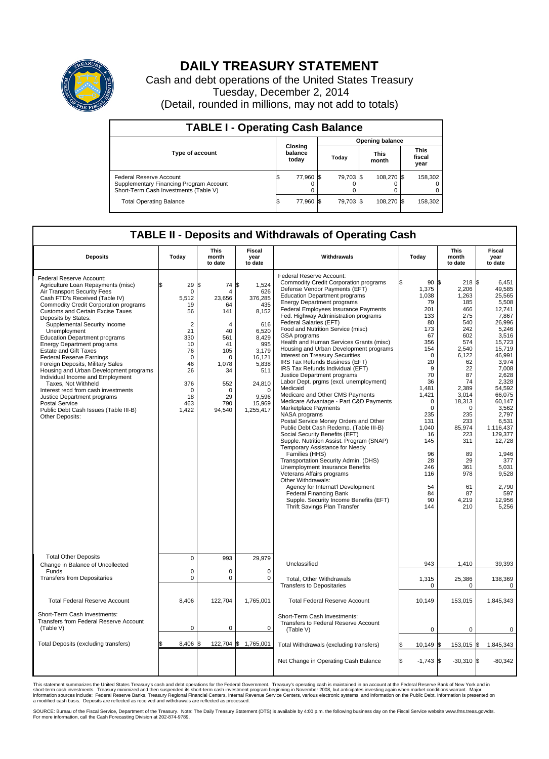# DAILY TREASURY STATEMENT

Cash and debt operations of the United States Treasury
Tuesday, December 2, 2014
(Detail, rounded in millions, may not add to totals)

## TABLE I - Operating Cash Balance

| Type of account | Closing balance today | Opening balance Today | Opening balance This month | Opening balance This fiscal year |
|---|---|---|---|---|
| Federal Reserve Account | $ 77,960 | $ 79,703 | $ 108,270 | $ 158,302 |
| Supplementary Financing Program Account | 0 | 0 | 0 | 0 |
| Short-Term Cash Investments (Table V) | 0 | 0 | 0 | 0 |
| Total Operating Balance | $ 77,960 | $ 79,703 | $ 108,270 | $ 158,302 |

## TABLE II - Deposits and Withdrawals of Operating Cash

| Deposits | Today | This month to date | Fiscal year to date |
|---|---|---|---|
| Federal Reserve Account: | | | |
| Agriculture Loan Repayments (misc) | $ 29 | $ 74 | $ 1,524 |
| Air Transport Security Fees | 0 | 4 | 626 |
| Cash FTD's Received (Table IV) | 5,512 | 23,656 | 376,285 |
| Commodity Credit Corporation programs | 19 | 64 | 435 |
| Customs and Certain Excise Taxes | 56 | 141 | 8,152 |
| Deposits by States: | | | |
| Supplemental Security Income | 2 | 4 | 616 |
| Unemployment | 21 | 40 | 6,520 |
| Education Department programs | 330 | 561 | 8,429 |
| Energy Department programs | 10 | 41 | 995 |
| Estate and Gift Taxes | 76 | 105 | 3,179 |
| Federal Reserve Earnings | 0 | 0 | 16,121 |
| Foreign Deposits, Military Sales | 46 | 1,078 | 5,838 |
| Housing and Urban Development programs | 26 | 34 | 511 |
| Individual Income and Employment Taxes, Not Withheld | 376 | 552 | 24,810 |
| Interest recd from cash investments | 0 | 0 | 0 |
| Justice Department programs | 18 | 29 | 9,596 |
| Postal Service | 463 | 790 | 15,969 |
| Public Debt Cash Issues (Table III-B) | 1,422 | 94,540 | 1,255,417 |
| Other Deposits: | | | |
| Total Other Deposits | 0 | 993 | 29,979 |
| Change in Balance of Uncollected Funds | 0 | 0 | 0 |
| Transfers from Depositaries | 0 | 0 | 0 |
| Total Federal Reserve Account | 8,406 | 122,704 | 1,765,001 |
| Short-Term Cash Investments: Transfers from Federal Reserve Account (Table V) | 0 | 0 | 0 |
| Total Deposits (excluding transfers) | $ 8,406 | $ 122,704 | $ 1,765,001 |

| Withdrawals | Today | This month to date | Fiscal year to date |
|---|---|---|---|
| Federal Reserve Account: | | | |
| Commodity Credit Corporation programs | $ 90 | $ 218 | $ 6,451 |
| Defense Vendor Payments (EFT) | 1,375 | 2,206 | 49,585 |
| Education Department programs | 1,038 | 1,263 | 25,565 |
| Energy Department programs | 79 | 185 | 5,508 |
| Federal Employees Insurance Payments | 201 | 466 | 12,741 |
| Fed. Highway Administration programs | 133 | 275 | 7,867 |
| Federal Salaries (EFT) | 80 | 540 | 26,996 |
| Food and Nutrition Service (misc) | 173 | 242 | 5,246 |
| GSA programs | 67 | 602 | 3,516 |
| Health and Human Services Grants (misc) | 356 | 574 | 15,723 |
| Housing and Urban Development programs | 154 | 2,540 | 15,719 |
| Interest on Treasury Securities | 0 | 6,122 | 46,991 |
| IRS Tax Refunds Business (EFT) | 20 | 62 | 3,974 |
| IRS Tax Refunds Individual (EFT) | 9 | 22 | 7,008 |
| Justice Department programs | 70 | 87 | 2,628 |
| Labor Dept. prgms (excl. unemployment) | 36 | 74 | 2,328 |
| Medicaid | 1,481 | 2,389 | 54,592 |
| Medicare and Other CMS Payments | 1,421 | 3,014 | 66,075 |
| Medicare Advantage - Part C&D Payments | 0 | 18,313 | 60,147 |
| Marketplace Payments | 0 | 0 | 3,562 |
| NASA programs | 235 | 235 | 2,797 |
| Postal Service Money Orders and Other | 131 | 233 | 6,531 |
| Public Debt Cash Redemp. (Table III-B) | 1,040 | 85,974 | 1,116,437 |
| Social Security Benefits (EFT) | 16 | 223 | 129,377 |
| Supple. Nutrition Assist. Program (SNAP) | 145 | 311 | 12,728 |
| Temporary Assistance for Needy Families (HHS) | 96 | 89 | 1,946 |
| Transportation Security Admin. (DHS) | 28 | 29 | 377 |
| Unemployment Insurance Benefits | 246 | 361 | 5,031 |
| Veterans Affairs programs | 116 | 978 | 9,528 |
| Other Withdrawals: | | | |
| Agency for Internat'l Development | 54 | 61 | 2,790 |
| Federal Financing Bank | 84 | 87 | 597 |
| Supple. Security Income Benefits (EFT) | 90 | 4,219 | 12,956 |
| Thrift Savings Plan Transfer | 144 | 210 | 5,256 |
| Unclassified | 943 | 1,410 | 39,393 |
| Total, Other Withdrawals | 1,315 | 25,386 | 138,369 |
| Transfers to Depositaries | 0 | 0 | 0 |
| Total Federal Reserve Account | 10,149 | 153,015 | 1,845,343 |
| Short-Term Cash Investments: Transfers to Federal Reserve Account (Table V) | 0 | 0 | 0 |
| Total Withdrawals (excluding transfers) | $ 10,149 | $ 153,015 | $ 1,845,343 |
| Net Change in Operating Cash Balance | $ -1,743 | $ -30,310 | $ -80,342 |

This statement summarizes the United States Treasury's cash and debt operations for the Federal Government. Treasury's operating cash is maintained in an account at the Federal Reserve Bank of New York and in short-term cash investments. Treasury minimized and then suspended its short-term cash investment program beginning in November 2008, but anticipates investing again when market conditions warrant. Major information sources include: Federal Reserve Banks, Treasury Regional Financial Centers, Internal Revenue Service Centers, various electronic systems, and information on the Public Debt. Information is presented on a modified cash basis. Deposits are reflected as received and withdrawals are reflected as processed.

SOURCE: Bureau of the Fiscal Service, Department of the Treasury. Note: The Daily Treasury Statement (DTS) is available by 4:00 p.m. the following business day on the Fiscal Service website www.fms.treas.gov/dts. For more information, call the Cash Forecasting Division at 202-874-9789.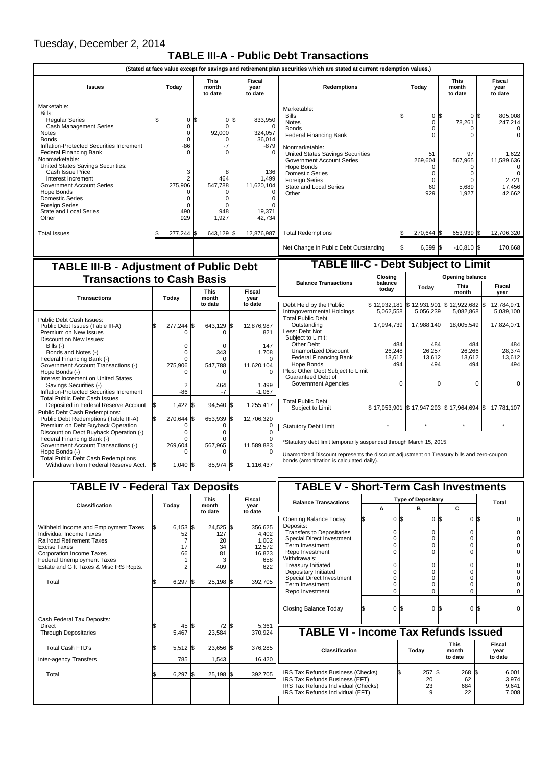Tuesday, December 2, 2014

# TABLE III-A - Public Debt Transactions

(Stated at face value except for savings and retirement plan securities which are stated at current redemption values.)

| Issues | Today | This month to date | Fiscal year to date |
|---|---|---|---|
| Marketable: | | | |
| Bills: | | | |
| Regular Series | $ 0 | $ 0 | $ 833,950 |
| Cash Management Series | 0 | 0 | 0 |
| Notes | 0 | 92,000 | 324,057 |
| Bonds | 0 | 0 | 36,014 |
| Inflation-Protected Securities Increment | -86 | -7 | -879 |
| Federal Financing Bank | 0 | 0 | 0 |
| Nonmarketable: | | | |
| United States Savings Securities: | | | |
| Cash Issue Price | 3 | 8 | 136 |
| Interest Increment | 2 | 464 | 1,499 |
| Government Account Series | 275,906 | 547,788 | 11,620,104 |
| Hope Bonds | 0 | 0 | 0 |
| Domestic Series | 0 | 0 | 0 |
| Foreign Series | 0 | 0 | 0 |
| State and Local Series | 490 | 948 | 19,371 |
| Other | 929 | 1,927 | 42,734 |
| Total Issues | $ 277,244 | $ 643,129 | $ 12,876,987 |

| Redemptions | Today | This month to date | Fiscal year to date |
|---|---|---|---|
| Marketable: | | | |
| Bills | $ 0 | $ 0 | $ 805,008 |
| Notes | 0 | 78,261 | 247,214 |
| Bonds | 0 | 0 | 0 |
| Federal Financing Bank | 0 | 0 | 0 |
| Nonmarketable: | | | |
| United States Savings Securities | 51 | 97 | 1,622 |
| Government Account Series | 269,604 | 567,965 | 11,589,636 |
| Hope Bonds | 0 | 0 | 0 |
| Domestic Series | 0 | 0 | 0 |
| Foreign Series | 0 | 0 | 2,721 |
| State and Local Series | 60 | 5,689 | 17,456 |
| Other | 929 | 1,927 | 42,662 |
| Total Redemptions | $ 270,644 | $ 653,939 | $ 12,706,320 |
| Net Change in Public Debt Outstanding | $ 6,599 | $ -10,810 | $ 170,668 |

# TABLE III-B - Adjustment of Public Debt Transactions to Cash Basis

| Transactions | Today | This month to date | Fiscal year to date |
|---|---|---|---|
| Public Debt Cash Issues: | | | |
| Public Debt Issues (Table III-A) | $ 277,244 | $ 643,129 | $ 12,876,987 |
| Premium on New Issues | 0 | 0 | 821 |
| Discount on New Issues: | | | |
| Bills (-) | 0 | 0 | 147 |
| Bonds and Notes (-) | 0 | 343 | 1,708 |
| Federal Financing Bank (-) | 0 | 0 | 0 |
| Government Account Transactions (-) | 275,906 | 547,788 | 11,620,104 |
| Hope Bonds (-) | 0 | 0 | 0 |
| Interest Increment on United States Savings Securities (-) | 2 | 464 | 1,499 |
| Inflation-Protected Securities Increment | -86 | -7 | -1,067 |
| Total Public Debt Cash Issues Deposited in Federal Reserve Account | $ 1,422 | $ 94,540 | $ 1,255,417 |
| Public Debt Cash Redemptions: | | | |
| Public Debt Redemptions (Table III-A) | $ 270,644 | $ 653,939 | $ 12,706,320 |
| Premium on Debt Buyback Operation | 0 | 0 | 0 |
| Discount on Debt Buyback Operation (-) | 0 | 0 | 0 |
| Federal Financing Bank (-) | 0 | 0 | 0 |
| Government Account Transactions (-) | 269,604 | 567,965 | 11,589,883 |
| Hope Bonds (-) | 0 | 0 | 0 |
| Total Public Debt Cash Redemptions Withdrawn from Federal Reserve Acct. | $ 1,040 | $ 85,974 | $ 1,116,437 |

# TABLE III-C - Debt Subject to Limit

| Balance Transactions | Closing balance today | Opening balance Today | Opening balance This month | Opening balance Fiscal year |
|---|---|---|---|---|
| Debt Held by the Public | $ 12,932,181 | $ 12,931,901 | $ 12,922,682 | $ 12,784,971 |
| Intragovernmental Holdings | 5,062,558 | 5,056,239 | 5,082,868 | 5,039,100 |
| Total Public Debt Outstanding | 17,994,739 | 17,988,140 | 18,005,549 | 17,824,071 |
| Less: Debt Not Subject to Limit: | | | | |
| Other Debt | 484 | 484 | 484 | 484 |
| Unamortized Discount | 26,248 | 26,257 | 26,266 | 28,374 |
| Federal Financing Bank | 13,612 | 13,612 | 13,612 | 13,612 |
| Hope Bonds | 494 | 494 | 494 | 494 |
| Plus: Other Debt Subject to Limit | | | | |
| Guaranteed Debt of Government Agencies | 0 | 0 | 0 | 0 |
| Total Public Debt Subject to Limit | $ 17,953,901 | $ 17,947,293 | $ 17,964,694 | $ 17,781,107 |
| Statutory Debt Limit | * | * | * | * |

*Statutory debt limit temporarily suspended through March 15, 2015.

Unamortized Discount represents the discount adjustment on Treasury bills and zero-coupon bonds (amortization is calculated daily).

# TABLE IV - Federal Tax Deposits

| Classification | Today | This month to date | Fiscal year to date |
|---|---|---|---|
| Withheld Income and Employment Taxes | $ 6,153 | $ 24,525 | $ 356,625 |
| Individual Income Taxes | 52 | 127 | 4,402 |
| Railroad Retirement Taxes | 7 | 20 | 1,002 |
| Excise Taxes | 17 | 34 | 12,572 |
| Corporation Income Taxes | 66 | 81 | 16,823 |
| Federal Unemployment Taxes | 1 | 3 | 658 |
| Estate and Gift Taxes & Misc IRS Rcpts. | 2 | 409 | 622 |
| Total | $ 6,297 | $ 25,198 | $ 392,705 |
| Cash Federal Tax Deposits: | | | |
| Direct | $ 45 | $ 72 | $ 5,361 |
| Through Depositaries | 5,467 | 23,584 | 370,924 |
| Total Cash FTD's | $ 5,512 | $ 23,656 | $ 376,285 |
| Inter-agency Transfers | 785 | 1,543 | 16,420 |
| Total | $ 6,297 | $ 25,198 | $ 392,705 |

# TABLE V - Short-Term Cash Investments

| Balance Transactions | Type of Depositary A | Type of Depositary B | Type of Depositary C | Total |
|---|---|---|---|---|
| Opening Balance Today | $ 0 | $ 0 | $ 0 | $ 0 |
| Deposits: | | | | |
| Transfers to Depositaries | 0 | 0 | 0 | 0 |
| Special Direct Investment | 0 | 0 | 0 | 0 |
| Term Investment | 0 | 0 | 0 | 0 |
| Repo Investment | 0 | 0 | 0 | 0 |
| Withdrawals: | | | | |
| Treasury Initiated | 0 | 0 | 0 | 0 |
| Depositary Initiated | 0 | 0 | 0 | 0 |
| Special Direct Investment | 0 | 0 | 0 | 0 |
| Term Investment | 0 | 0 | 0 | 0 |
| Repo Investment | 0 | 0 | 0 | 0 |
| Closing Balance Today | $ 0 | $ 0 | $ 0 | $ 0 |

# TABLE VI - Income Tax Refunds Issued

| Classification | Today | This month to date | Fiscal year to date |
|---|---|---|---|
| IRS Tax Refunds Business (Checks) | $ 257 | $ 268 | $ 6,001 |
| IRS Tax Refunds Business (EFT) | 20 | 62 | 3,974 |
| IRS Tax Refunds Individual (Checks) | 23 | 684 | 9,641 |
| IRS Tax Refunds Individual (EFT) | 9 | 22 | 7,008 |